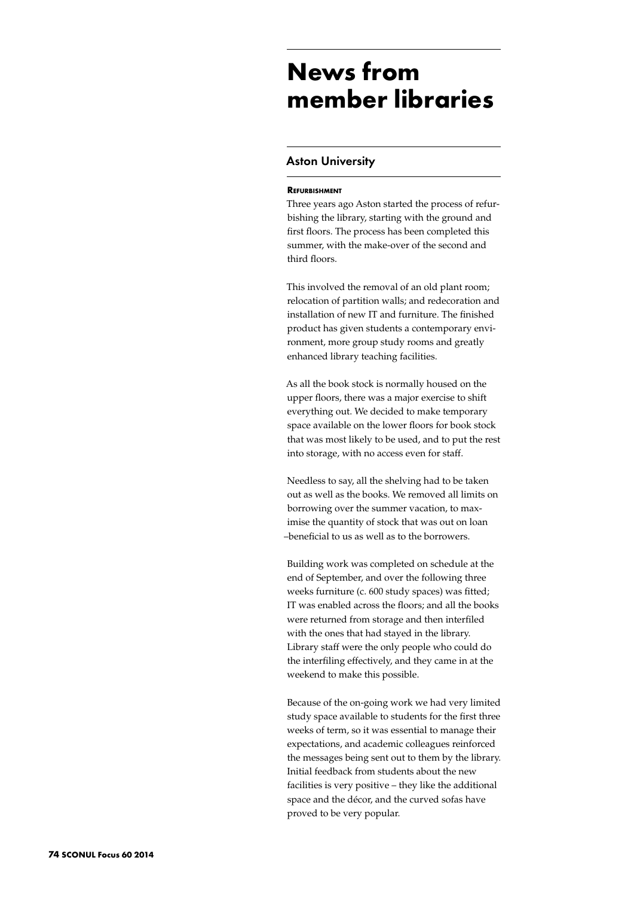# News from member libraries

## Aston University

### Refurbishment

Three years ago Aston started the process of refurbishing the library, starting with the ground and first floors. The process has been completed this summer, with the make-over of the second and third floors.

This involved the removal of an old plant room; relocation of partition walls; and redecoration and installation of new IT and furniture. The finished product has given students a contemporary environment, more group study rooms and greatly enhanced library teaching facilities.

As all the book stock is normally housed on the upper floors, there was a major exercise to shift everything out. We decided to make temporary space available on the lower floors for book stock that was most likely to be used, and to put the rest into storage, with no access even for staff.

Needless to say, all the shelving had to be taken out as well as the books. We removed all limits on borrowing over the summer vacation, to maximise the quantity of stock that was out on loan –beneficial to us as well as to the borrowers.

Building work was completed on schedule at the end of September, and over the following three weeks furniture (c. 600 study spaces) was fitted; IT was enabled across the floors; and all the books were returned from storage and then interfiled with the ones that had stayed in the library. Library staff were the only people who could do the interfiling effectively, and they came in at the weekend to make this possible.

Because of the on-going work we had very limited study space available to students for the first three weeks of term, so it was essential to manage their expectations, and academic colleagues reinforced the messages being sent out to them by the library. Initial feedback from students about the new facilities is very positive – they like the additional space and the décor, and the curved sofas have proved to be very popular.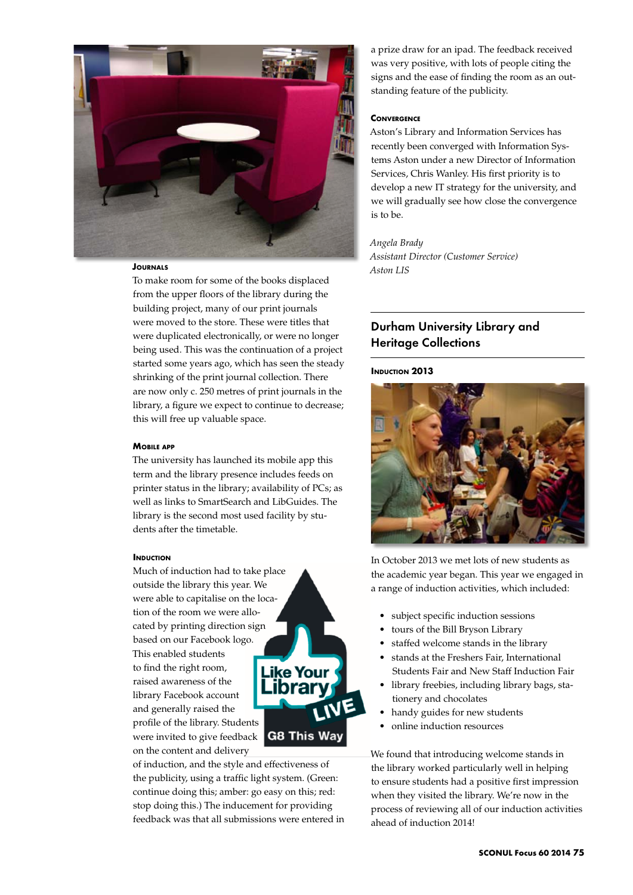### Journals

To make room for some of the books displaced from the upper floors of the library during the building project, many of our print journals were moved to the store. These were titles that were duplicated electronically, or were no longer being used. This was the continuation of a project started some years ago, which has seen the steady shrinking of the print journal collection. There are now only c. 250 metres of print journals in the library, a figure we expect to continue to decrease; this will free up valuable space.

### Mobile app

The university has launched its mobile app this term and the library presence includes feeds on printer status in the library; availability of PCs; as well as links to SmartSearch and LibGuides. The library is the second most used facility by students after the timetable.

### Induction

Much of induction had to take place outside the library this year. We were able to capitalise on the location of the room we were allocated by printing direction sign based on our Facebook logo. This enabled students to find the right room, raised awareness of the library Facebook account and generally raised the profile of the library. Students were invited to give feedback on the content and delivery of induction, and the style and effectiveness of the publicity, using a traffic light system. (Green: continue doing this; amber: go easy on this; red: stop doing this.) The inducement for providing feedback was that all submissions were entered in a prize draw for an ipad. The feedback received was very positive, with lots of people citing the signs and the ease of finding the room as an outstanding feature of the publicity.

### Convergence

Aston's Library and Information Services has recently been converged with Information Systems Aston under a new Director of Information Services, Chris Wanley. His first priority is to develop a new IT strategy for the university, and we will gradually see how close the convergence is to be.

*Angela Brady*
*Assistant Director (Customer Service)*
*Aston LIS*

## Durham University Library and Heritage Collections

### Induction 2013

In October 2013 we met lots of new students as the academic year began. This year we engaged in a range of induction activities, which included:

- subject specific induction sessions
- tours of the Bill Bryson Library
- staffed welcome stands in the library
- stands at the Freshers Fair, International Students Fair and New Staff Induction Fair
- library freebies, including library bags, stationery and chocolates
- handy guides for new students
- online induction resources

We found that introducing welcome stands in the library worked particularly well in helping to ensure students had a positive first impression when they visited the library. We're now in the process of reviewing all of our induction activities ahead of induction 2014!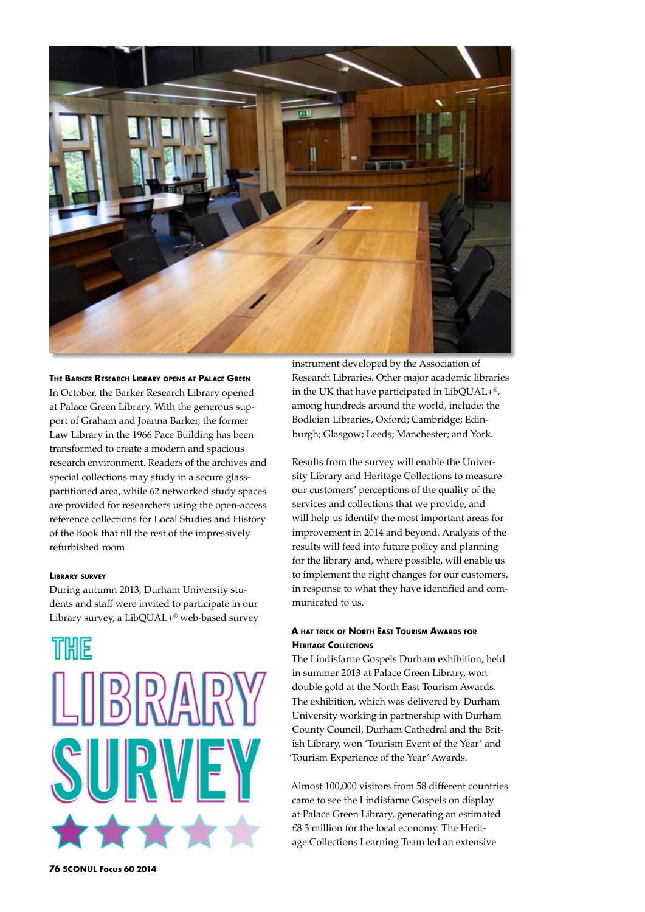### The Barker Research Library opens at Palace Green

In October, the Barker Research Library opened at Palace Green Library. With the generous support of Graham and Joanna Barker, the former Law Library in the 1966 Pace Building has been transformed to create a modern and spacious research environment. Readers of the archives and special collections may study in a secure glass-partitioned area, while 62 networked study spaces are provided for researchers using the open-access reference collections for Local Studies and History of the Book that fill the rest of the impressively refurbished room.

### Library survey

During autumn 2013, Durham University students and staff were invited to participate in our Library survey, a LibQUAL+® web-based survey instrument developed by the Association of Research Libraries. Other major academic libraries in the UK that have participated in LibQUAL+®, among hundreds around the world, include: the Bodleian Libraries, Oxford; Cambridge; Edinburgh; Glasgow; Leeds; Manchester; and York.

THE LIBRARY SURVEY

Results from the survey will enable the University Library and Heritage Collections to measure our customers' perceptions of the quality of the services and collections that we provide, and will help us identify the most important areas for improvement in 2014 and beyond. Analysis of the results will feed into future policy and planning for the library and, where possible, will enable us to implement the right changes for our customers, in response to what they have identified and communicated to us.

### A hat trick of North East Tourism Awards for Heritage Collections

The Lindisfarne Gospels Durham exhibition, held in summer 2013 at Palace Green Library, won double gold at the North East Tourism Awards. The exhibition, which was delivered by Durham University working in partnership with Durham County Council, Durham Cathedral and the British Library, won 'Tourism Event of the Year' and 'Tourism Experience of the Year' Awards.

Almost 100,000 visitors from 58 different countries came to see the Lindisfarne Gospels on display at Palace Green Library, generating an estimated £8.3 million for the local economy. The Heritage Collections Learning Team led an extensive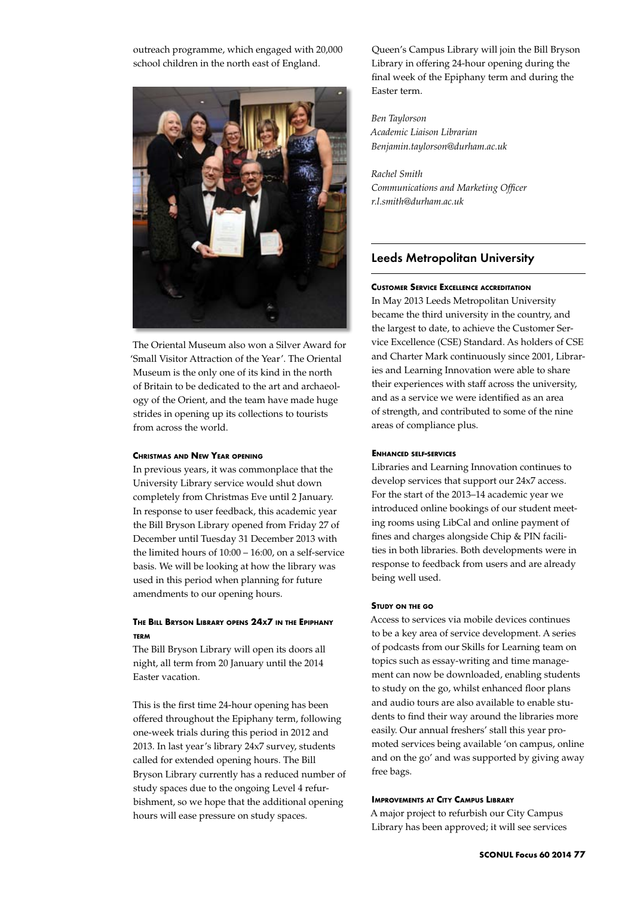outreach programme, which engaged with 20,000 school children in the north east of England.

The Oriental Museum also won a Silver Award for 'Small Visitor Attraction of the Year'. The Oriental Museum is the only one of its kind in the north of Britain to be dedicated to the art and archaeology of the Orient, and the team have made huge strides in opening up its collections to tourists from across the world.

#### Christmas and New Year opening

In previous years, it was commonplace that the University Library service would shut down completely from Christmas Eve until 2 January. In response to user feedback, this academic year the Bill Bryson Library opened from Friday 27 of December until Tuesday 31 December 2013 with the limited hours of 10:00 – 16:00, on a self-service basis. We will be looking at how the library was used in this period when planning for future amendments to our opening hours.

#### The Bill Bryson Library opens 24x7 in the Epiphany term

The Bill Bryson Library will open its doors all night, all term from 20 January until the 2014 Easter vacation.

This is the first time 24-hour opening has been offered throughout the Epiphany term, following one-week trials during this period in 2012 and 2013. In last year's library 24x7 survey, students called for extended opening hours. The Bill Bryson Library currently has a reduced number of study spaces due to the ongoing Level 4 refurbishment, so we hope that the additional opening hours will ease pressure on study spaces.

Queen's Campus Library will join the Bill Bryson Library in offering 24-hour opening during the final week of the Epiphany term and during the Easter term.

*Ben Taylorson*
*Academic Liaison Librarian*
*Benjamin.taylorson@durham.ac.uk*

*Rachel Smith*
*Communications and Marketing Officer*
*r.l.smith@durham.ac.uk*

### Leeds Metropolitan University

#### Customer Service Excellence accreditation

In May 2013 Leeds Metropolitan University became the third university in the country, and the largest to date, to achieve the Customer Service Excellence (CSE) Standard. As holders of CSE and Charter Mark continuously since 2001, Libraries and Learning Innovation were able to share their experiences with staff across the university, and as a service we were identified as an area of strength, and contributed to some of the nine areas of compliance plus.

#### Enhanced self-services

Libraries and Learning Innovation continues to develop services that support our 24x7 access. For the start of the 2013–14 academic year we introduced online bookings of our student meeting rooms using LibCal and online payment of fines and charges alongside Chip & PIN facilities in both libraries. Both developments were in response to feedback from users and are already being well used.

#### Study on the go

Access to services via mobile devices continues to be a key area of service development. A series of podcasts from our Skills for Learning team on topics such as essay-writing and time management can now be downloaded, enabling students to study on the go, whilst enhanced floor plans and audio tours are also available to enable students to find their way around the libraries more easily. Our annual freshers' stall this year promoted services being available 'on campus, online and on the go' and was supported by giving away free bags.

#### Improvements at City Campus Library

A major project to refurbish our City Campus Library has been approved; it will see services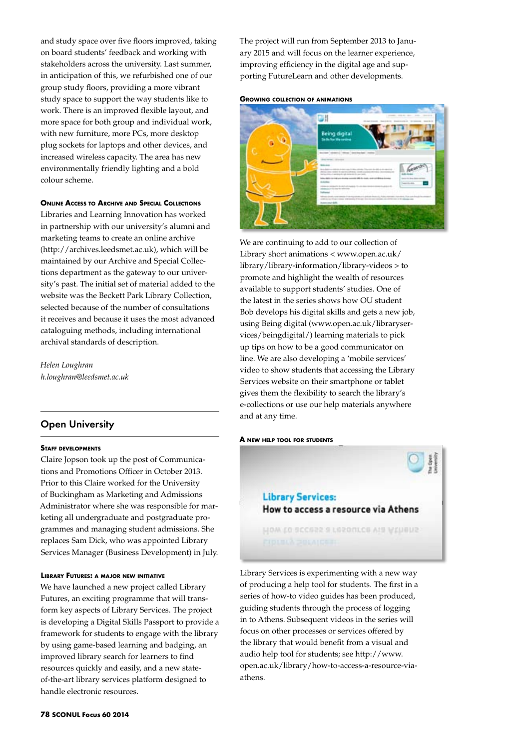and study space over five floors improved, taking on board students' feedback and working with stakeholders across the university. Last summer, in anticipation of this, we refurbished one of our group study floors, providing a more vibrant study space to support the way students like to work. There is an improved flexible layout, and more space for both group and individual work, with new furniture, more PCs, more desktop plug sockets for laptops and other devices, and increased wireless capacity. The area has new environmentally friendly lighting and a bold colour scheme.

#### Online Access to Archive and Special Collections

Libraries and Learning Innovation has worked in partnership with our university's alumni and marketing teams to create an online archive (http://archives.leedsmet.ac.uk), which will be maintained by our Archive and Special Collections department as the gateway to our university's past. The initial set of material added to the website was the Beckett Park Library Collection, selected because of the number of consultations it receives and because it uses the most advanced cataloguing methods, including international archival standards of description.

*Helen Loughran*
*h.loughran@leedsmet.ac.uk*

## Open University

#### Staff developments

Claire Jopson took up the post of Communications and Promotions Officer in October 2013. Prior to this Claire worked for the University of Buckingham as Marketing and Admissions Administrator where she was responsible for marketing all undergraduate and postgraduate programmes and managing student admissions. She replaces Sam Dick, who was appointed Library Services Manager (Business Development) in July.

#### Library Futures: a major new initiative

We have launched a new project called Library Futures, an exciting programme that will transform key aspects of Library Services. The project is developing a Digital Skills Passport to provide a framework for students to engage with the library by using game-based learning and badging, an improved library search for learners to find resources quickly and easily, and a new state-of-the-art library services platform designed to handle electronic resources.

The project will run from September 2013 to January 2015 and will focus on the learner experience, improving efficiency in the digital age and supporting FutureLearn and other developments.

#### Growing collection of animations

We are continuing to add to our collection of Library short animations < www.open.ac.uk/library/library-information/library-videos > to promote and highlight the wealth of resources available to support students' studies. One of the latest in the series shows how OU student Bob develops his digital skills and gets a new job, using Being digital (www.open.ac.uk/libraryservices/beingdigital/) learning materials to pick up tips on how to be a good communicator on line. We are also developing a 'mobile services' video to show students that accessing the Library Services website on their smartphone or tablet gives them the flexibility to search the library's e-collections or use our help materials anywhere and at any time.

#### A new help tool for students

Library Services is experimenting with a new way of producing a help tool for students. The first in a series of how-to video guides has been produced, guiding students through the process of logging in to Athens. Subsequent videos in the series will focus on other processes or services offered by the library that would benefit from a visual and audio help tool for students; see http://www.open.ac.uk/library/how-to-access-a-resource-via-athens.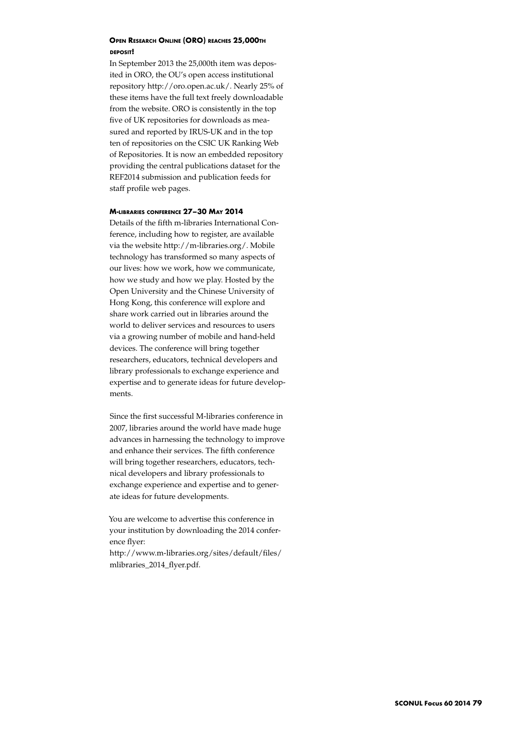### Open Research Online (ORO) reaches 25,000th deposit!

In September 2013 the 25,000th item was deposited in ORO, the OU's open access institutional repository http://oro.open.ac.uk/. Nearly 25% of these items have the full text freely downloadable from the website. ORO is consistently in the top five of UK repositories for downloads as measured and reported by IRUS-UK and in the top ten of repositories on the CSIC UK Ranking Web of Repositories. It is now an embedded repository providing the central publications dataset for the REF2014 submission and publication feeds for staff profile web pages.

### M-libraries conference 27–30 May 2014

Details of the fifth m-libraries International Conference, including how to register, are available via the website http://m-libraries.org/. Mobile technology has transformed so many aspects of our lives: how we work, how we communicate, how we study and how we play. Hosted by the Open University and the Chinese University of Hong Kong, this conference will explore and share work carried out in libraries around the world to deliver services and resources to users via a growing number of mobile and hand-held devices. The conference will bring together researchers, educators, technical developers and library professionals to exchange experience and expertise and to generate ideas for future developments.

Since the first successful M-libraries conference in 2007, libraries around the world have made huge advances in harnessing the technology to improve and enhance their services. The fifth conference will bring together researchers, educators, technical developers and library professionals to exchange experience and expertise and to generate ideas for future developments.

You are welcome to advertise this conference in your institution by downloading the 2014 conference flyer:
http://www.m-libraries.org/sites/default/files/mlibraries_2014_flyer.pdf.